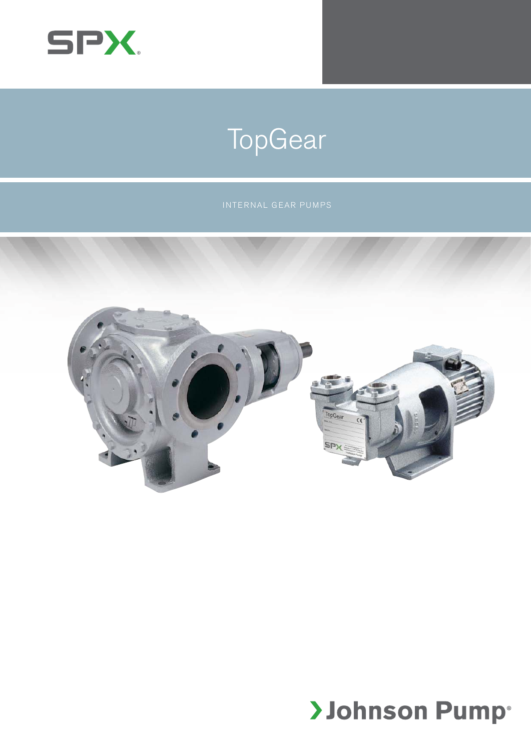SPX

# TopGear

INTERNAL GEAR PUMPS

Johnson Pump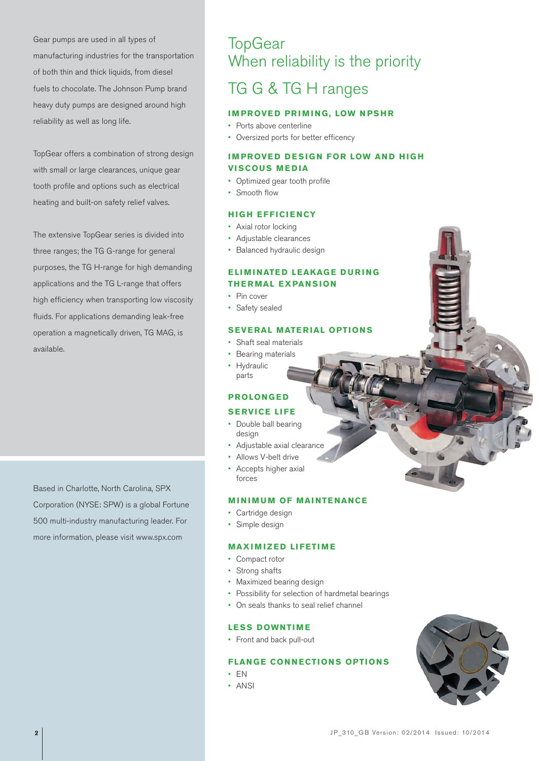Gear pumps are used in all types of manufacturing industries for the transportation of both thin and thick liquids, from diesel fuels to chocolate. The Johnson Pump brand heavy duty pumps are designed around high reliability as well as long life.

TopGear offers a combination of strong design with small or large clearances, unique gear tooth profile and options such as electrical heating and built-on safety relief valves.

The extensive TopGear series is divided into three ranges; the TG G-range for general purposes, the TG H-range for high demanding applications and the TG L-range that offers high efficiency when transporting low viscosity fluids. For applications demanding leak-free operation a magnetically driven, TG MAG, is available.

Based in Charlotte, North Carolina, SPX Corporation (NYSE: SPW) is a global Fortune 500 multi-industry manufacturing leader. For more information, please visit www.spx.com

# TopGear
# When reliability is the priority

## TG G & TG H ranges

### IMPROVED PRIMING, LOW NPSHR

- Ports above centerline
- Oversized ports for better efficency

### IMPROVED DESIGN FOR LOW AND HIGH VISCOUS MEDIA

- Optimized gear tooth profile
- Smooth flow

### HIGH EFFICIENCY

- Axial rotor locking
- Adjustable clearances
- Balanced hydraulic design

### ELIMINATED LEAKAGE DURING THERMAL EXPANSION

- Pin cover
- Safety sealed

### SEVERAL MATERIAL OPTIONS

- Shaft seal materials
- Bearing materials
- Hydraulic parts

### PROLONGED SERVICE LIFE

- Double ball bearing design
- Adjustable axial clearance
- Allows V-belt drive
- Accepts higher axial forces

### MINIMUM OF MAINTENANCE

- Cartridge design
- Simple design

### MAXIMIZED LIFETIME

- Compact rotor
- Strong shafts
- Maximized bearing design
- Possibility for selection of hardmetal bearings
- On seals thanks to seal relief channel

### LESS DOWNTIME

- Front and back pull-out

### FLANGE CONNECTIONS OPTIONS

- EN
- ANSI

JP_310_GB Version: 02/2014 Issued: 10/2014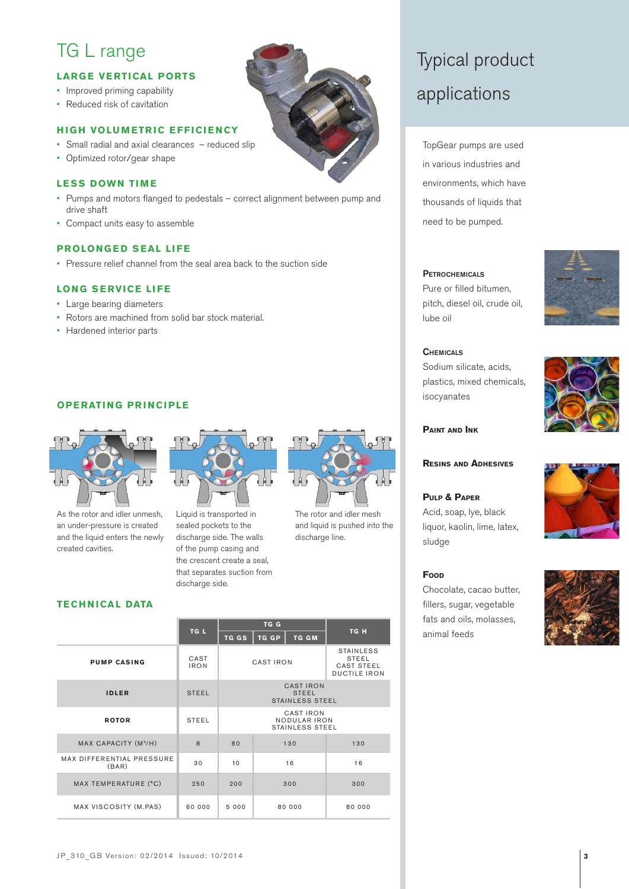# TG L range

### LARGE VERTICAL PORTS

- Improved priming capability
- Reduced risk of cavitation

### HIGH VOLUMETRIC EFFICIENCY

- Small radial and axial clearances – reduced slip
- Optimized rotor/gear shape

### LESS DOWN TIME

- Pumps and motors flanged to pedestals – correct alignment between pump and drive shaft
- Compact units easy to assemble

### PROLONGED SEAL LIFE

- Pressure relief channel from the seal area back to the suction side

### LONG SERVICE LIFE

- Large bearing diameters
- Rotors are machined from solid bar stock material.
- Hardened interior parts

### OPERATING PRINCIPLE

As the rotor and idler unmesh, an under-pressure is created and the liquid enters the newly created cavities.

Liquid is transported in sealed pockets to the discharge side. The walls of the pump casing and the crescent create a seal, that separates suction from discharge side.

The rotor and idler mesh and liquid is pushed into the discharge line.

### TECHNICAL DATA

| | TG L | TG G | | | TG H |
|---|---|---|---|---|---|
| | | TG GS | TG GP | TG GM | |
| PUMP CASING | CAST IRON | CAST IRON | | | STAINLESS STEEL CAST STEEL DUCTILE IRON |
| IDLER | STEEL | CAST IRON STEEL STAINLESS STEEL | | | |
| ROTOR | STEEL | CAST IRON NODULAR IRON STAINLESS STEEL | | | |
| MAX CAPACITY (M³/H) | 8 | 80 | 130 | | 130 |
| MAX DIFFERENTIAL PRESSURE (BAR) | 30 | 10 | 16 | | 16 |
| MAX TEMPERATURE (°C) | 250 | 200 | 300 | | 300 |
| MAX VISCOSITY (M.PAS) | 60 000 | 5 000 | 80 000 | | 80 000 |

JP_310_GB Version: 02/2014 Issued: 10/2014

# Typical product applications

TopGear pumps are used in various industries and environments, which have thousands of liquids that need to be pumped.

**PETROCHEMICALS**
Pure or filled bitumen, pitch, diesel oil, crude oil, lube oil

**CHEMICALS**
Sodium silicate, acids, plastics, mixed chemicals, isocyanates

**PAINT AND INK**

**RESINS AND ADHESIVES**

**PULP & PAPER**
Acid, soap, lye, black liquor, kaolin, lime, latex, sludge

**FOOD**
Chocolate, cacao butter, fillers, sugar, vegetable fats and oils, molasses, animal feeds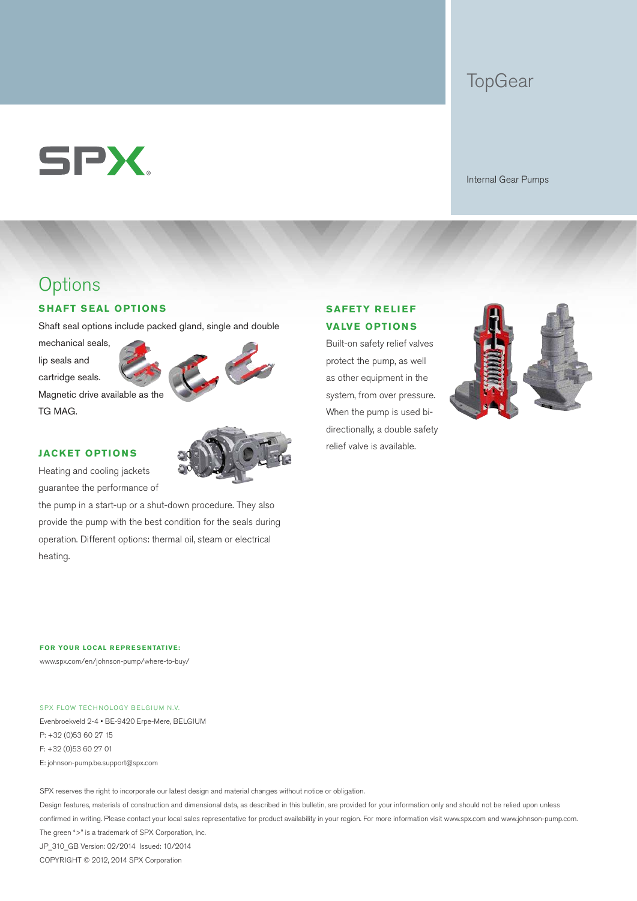TopGear

SPX

Internal Gear Pumps

# Options

### SHAFT SEAL OPTIONS

Shaft seal options include packed gland, single and double mechanical seals, lip seals and cartridge seals. Magnetic drive available as the TG MAG.

### JACKET OPTIONS

Heating and cooling jackets guarantee the performance of the pump in a start-up or a shut-down procedure. They also provide the pump with the best condition for the seals during operation. Different options: thermal oil, steam or electrical heating.

### SAFETY RELIEF VALVE OPTIONS

Built-on safety relief valves protect the pump, as well as other equipment in the system, from over pressure. When the pump is used bi-directionally, a double safety relief valve is available.

**FOR YOUR LOCAL REPRESENTATIVE:**

www.spx.com/en/johnson-pump/where-to-buy/

SPX FLOW TECHNOLOGY BELGIUM N.V.

Evenbroekveld 2-4 • BE-9420 Erpe-Mere, BELGIUM

P: +32 (0)53 60 27 15

F: +32 (0)53 60 27 01

E: johnson-pump.be.support@spx.com

SPX reserves the right to incorporate our latest design and material changes without notice or obligation.

Design features, materials of construction and dimensional data, as described in this bulletin, are provided for your information only and should not be relied upon unless confirmed in writing. Please contact your local sales representative for product availability in your region. For more information visit www.spx.com and www.johnson-pump.com.

The green ">" is a trademark of SPX Corporation, Inc.

JP_310_GB Version: 02/2014 Issued: 10/2014

COPYRIGHT © 2012, 2014 SPX Corporation